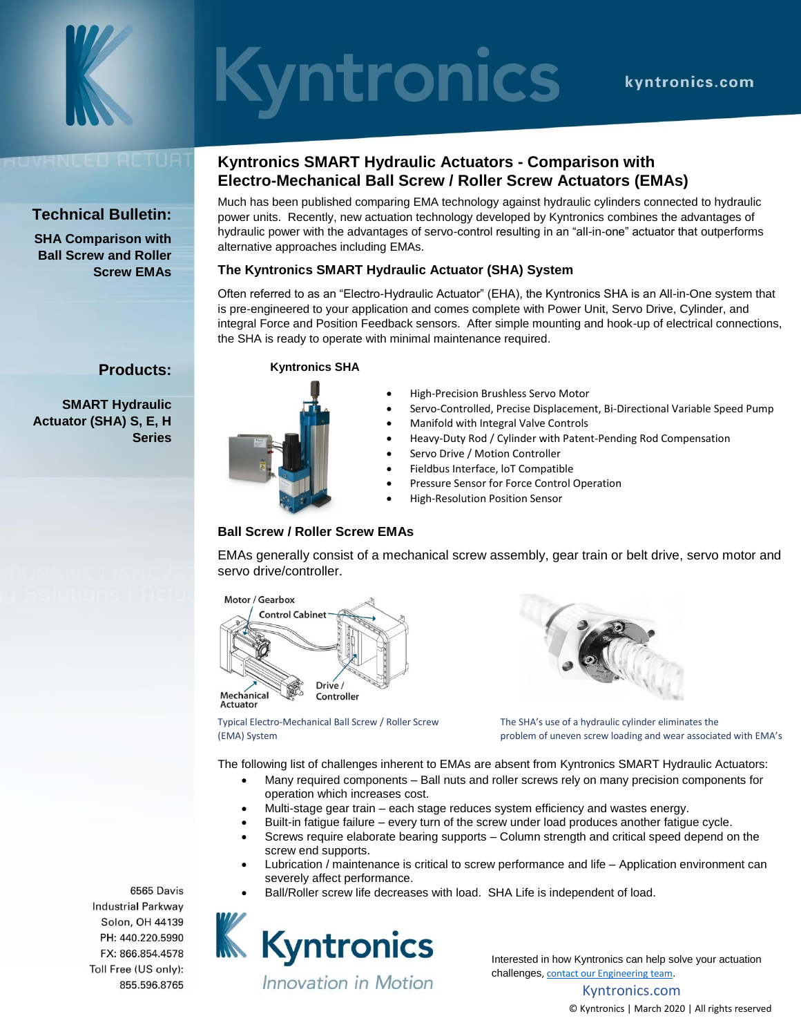# Kyntronics

kyntronics.com

**Technical Bulletin:**

**SHA Comparison with Ball Screw and Roller Screw EMAs**

**Products:**

**SMART Hydraulic Actuator (SHA) S, E, H Series**

## Kyntronics SMART Hydraulic Actuators - Comparison with Electro-Mechanical Ball Screw / Roller Screw Actuators (EMAs)

Much has been published comparing EMA technology against hydraulic cylinders connected to hydraulic power units. Recently, new actuation technology developed by Kyntronics combines the advantages of hydraulic power with the advantages of servo-control resulting in an "all-in-one" actuator that outperforms alternative approaches including EMAs.

### The Kyntronics SMART Hydraulic Actuator (SHA) System

Often referred to as an "Electro-Hydraulic Actuator" (EHA), the Kyntronics SHA is an All-in-One system that is pre-engineered to your application and comes complete with Power Unit, Servo Drive, Cylinder, and integral Force and Position Feedback sensors. After simple mounting and hook-up of electrical connections, the SHA is ready to operate with minimal maintenance required.

**Kyntronics SHA**

- High-Precision Brushless Servo Motor
- Servo-Controlled, Precise Displacement, Bi-Directional Variable Speed Pump
- Manifold with Integral Valve Controls
- Heavy-Duty Rod / Cylinder with Patent-Pending Rod Compensation
- Servo Drive / Motion Controller
- Fieldbus Interface, IoT Compatible
- Pressure Sensor for Force Control Operation
- High-Resolution Position Sensor

### Ball Screw / Roller Screw EMAs

EMAs generally consist of a mechanical screw assembly, gear train or belt drive, servo motor and servo drive/controller.

Motor / Gearbox, Control Cabinet, Mechanical Actuator, Drive / Controller

Typical Electro-Mechanical Ball Screw / Roller Screw (EMA) System

The SHA's use of a hydraulic cylinder eliminates the problem of uneven screw loading and wear associated with EMA's

The following list of challenges inherent to EMAs are absent from Kyntronics SMART Hydraulic Actuators:

- Many required components – Ball nuts and roller screws rely on many precision components for operation which increases cost.
- Multi-stage gear train – each stage reduces system efficiency and wastes energy.
- Built-in fatigue failure – every turn of the screw under load produces another fatigue cycle.
- Screws require elaborate bearing supports – Column strength and critical speed depend on the screw end supports.
- Lubrication / maintenance is critical to screw performance and life – Application environment can severely affect performance.
- Ball/Roller screw life decreases with load. SHA Life is independent of load.

6565 Davis Industrial Parkway
Solon, OH 44139
PH: 440.220.5990
FX: 866.854.4578
Toll Free (US only): 855.596.8765

Kyntronics
*Innovation in Motion*

Interested in how Kyntronics can help solve your actuation challenges, contact our Engineering team.

Kyntronics.com

© Kyntronics | March 2020 | All rights reserved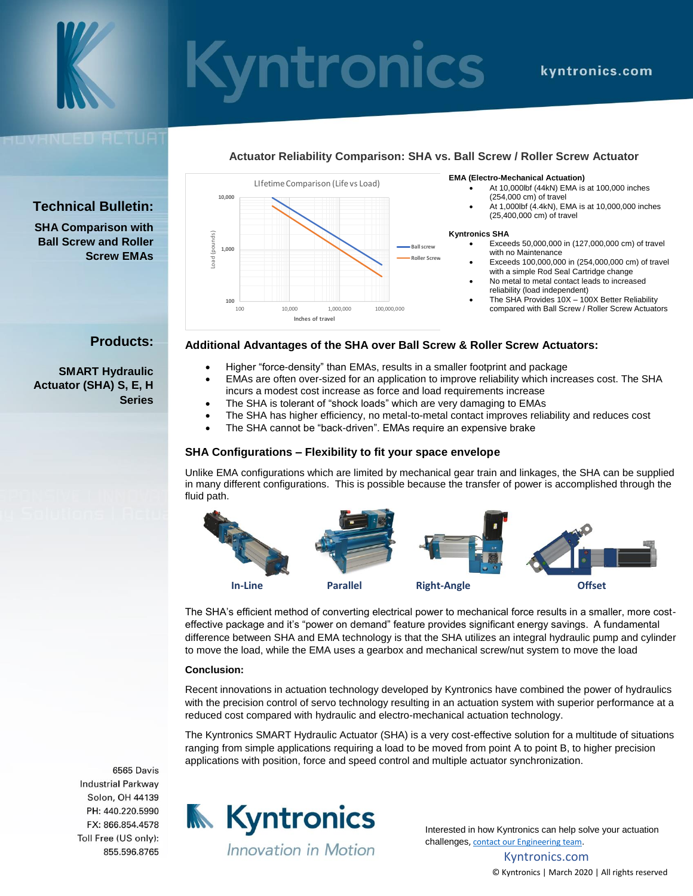# Kyntronics

kyntronics.com

## Technical Bulletin:

**SHA Comparison with Ball Screw and Roller Screw EMAs**

## Products:

**SMART Hydraulic Actuator (SHA) S, E, H Series**

## Actuator Reliability Comparison: SHA vs. Ball Screw / Roller Screw Actuator

LIfetime Comparison (Life vs Load)

10,000

1,000

100

Load (pounds)

100

10,000

1,000,000

100,000,000

Inches of travel

Ball screw

Roller Screw

**EMA (Electro-Mechanical Actuation)**

- At 10,000lbf (44kN) EMA is at 100,000 inches (254,000 cm) of travel
- At 1,000lbf (4.4kN), EMA is at 10,000,000 inches (25,400,000 cm) of travel

**Kyntronics SHA**

- Exceeds 50,000,000 in (127,000,000 cm) of travel with no Maintenance
- Exceeds 100,000,000 in (254,000,000 cm) of travel with a simple Rod Seal Cartridge change
- No metal to metal contact leads to increased reliability (load independent)
- The SHA Provides 10X – 100X Better Reliability compared with Ball Screw / Roller Screw Actuators

## Additional Advantages of the SHA over Ball Screw & Roller Screw Actuators:

- Higher "force-density" than EMAs, results in a smaller footprint and package
- EMAs are often over-sized for an application to improve reliability which increases cost. The SHA incurs a modest cost increase as force and load requirements increase
- The SHA is tolerant of "shock loads" which are very damaging to EMAs
- The SHA has higher efficiency, no metal-to-metal contact improves reliability and reduces cost
- The SHA cannot be "back-driven". EMAs require an expensive brake

## SHA Configurations – Flexibility to fit your space envelope

Unlike EMA configurations which are limited by mechanical gear train and linkages, the SHA can be supplied in many different configurations. This is possible because the transfer of power is accomplished through the fluid path.

In-Line | Parallel | Right-Angle | Offset

The SHA's efficient method of converting electrical power to mechanical force results in a smaller, more cost-effective package and it's "power on demand" feature provides significant energy savings. A fundamental difference between SHA and EMA technology is that the SHA utilizes an integral hydraulic pump and cylinder to move the load, while the EMA uses a gearbox and mechanical screw/nut system to move the load

**Conclusion:**

Recent innovations in actuation technology developed by Kyntronics have combined the power of hydraulics with the precision control of servo technology resulting in an actuation system with superior performance at a reduced cost compared with hydraulic and electro-mechanical actuation technology.

The Kyntronics SMART Hydraulic Actuator (SHA) is a very cost-effective solution for a multitude of situations ranging from simple applications requiring a load to be moved from point A to point B, to higher precision applications with position, force and speed control and multiple actuator synchronization.

6565 Davis Industrial Parkway
Solon, OH 44139
PH: 440.220.5990
FX: 866.854.4578
Toll Free (US only): 855.596.8765

Kyntronics
*Innovation in Motion*

Interested in how Kyntronics can help solve your actuation challenges, contact our Engineering team.

Kyntronics.com

© Kyntronics | March 2020 | All rights reserved